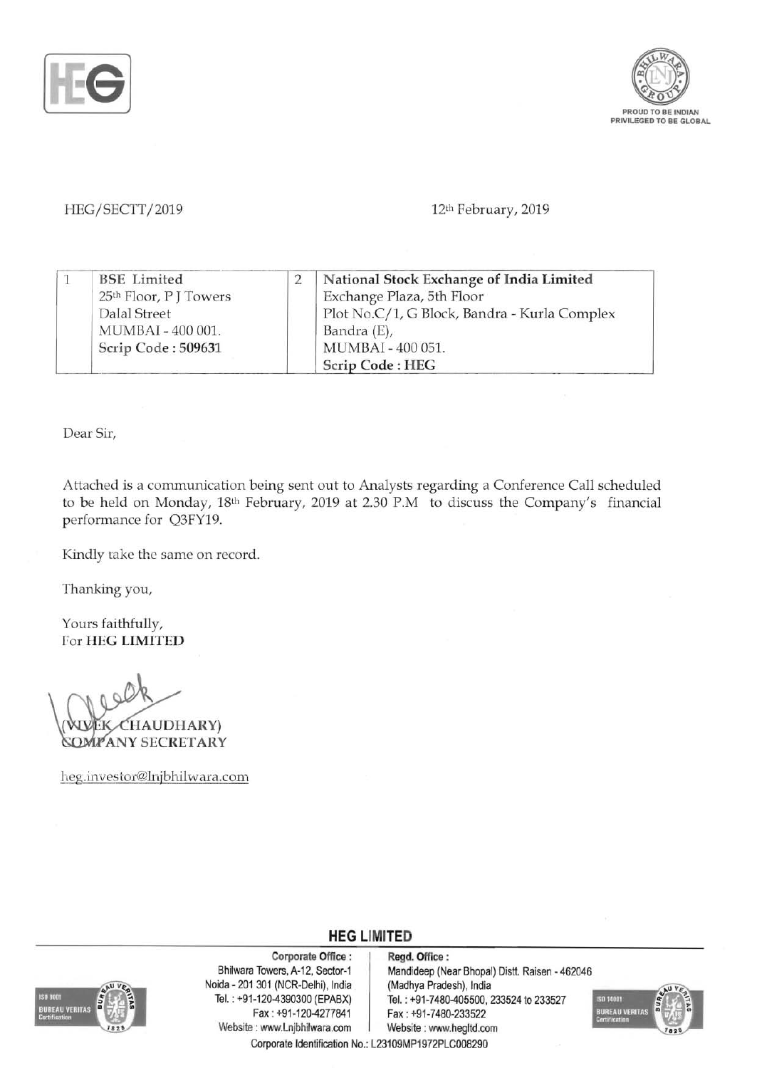HEG/SECTT/2019

12th February, 2019

| 1 | BSE Limited<br>25th Floor, P J Towers<br>Dalal Street<br>MUMBAI - 400 001.<br>**Scrip Code : 509631** | 2 | **National Stock Exchange of India Limited**<br>Exchange Plaza, 5th Floor<br>Plot No.C/1, G Block, Bandra - Kurla Complex<br>Bandra (E),<br>MUMBAI - 400 051.<br>**Scrip Code : HEG** |
|---|---|---|---|

Dear Sir,

Attached is a communication being sent out to Analysts regarding a Conference Call scheduled to be held on Monday, 18th February, 2019 at 2.30 P.M to discuss the Company's financial performance for Q3FY19.

Kindly take the same on record.

Thanking you,

Yours faithfully,
For **HEG LIMITED**

(VIVEK CHAUDHARY)
COMPANY SECRETARY

heg.investor@lnjbhilwara.com

**HEG LIMITED**

**Corporate Office :**
Bhilwara Towers, A-12, Sector-1
Noida - 201 301 (NCR-Delhi), India
Tel. : +91-120-4390300 (EPABX)
Fax : +91-120-4277841
Website : www.Lnjbhilwara.com

**Regd. Office :**
Mandideep (Near Bhopal) Distt. Raisen - 462046
(Madhya Pradesh), India
Tel. : +91-7480-405500, 233524 to 233527
Fax : +91-7480-233522
Website : www.hegltd.com

Corporate Identification No.: L23109MP1972PLC008290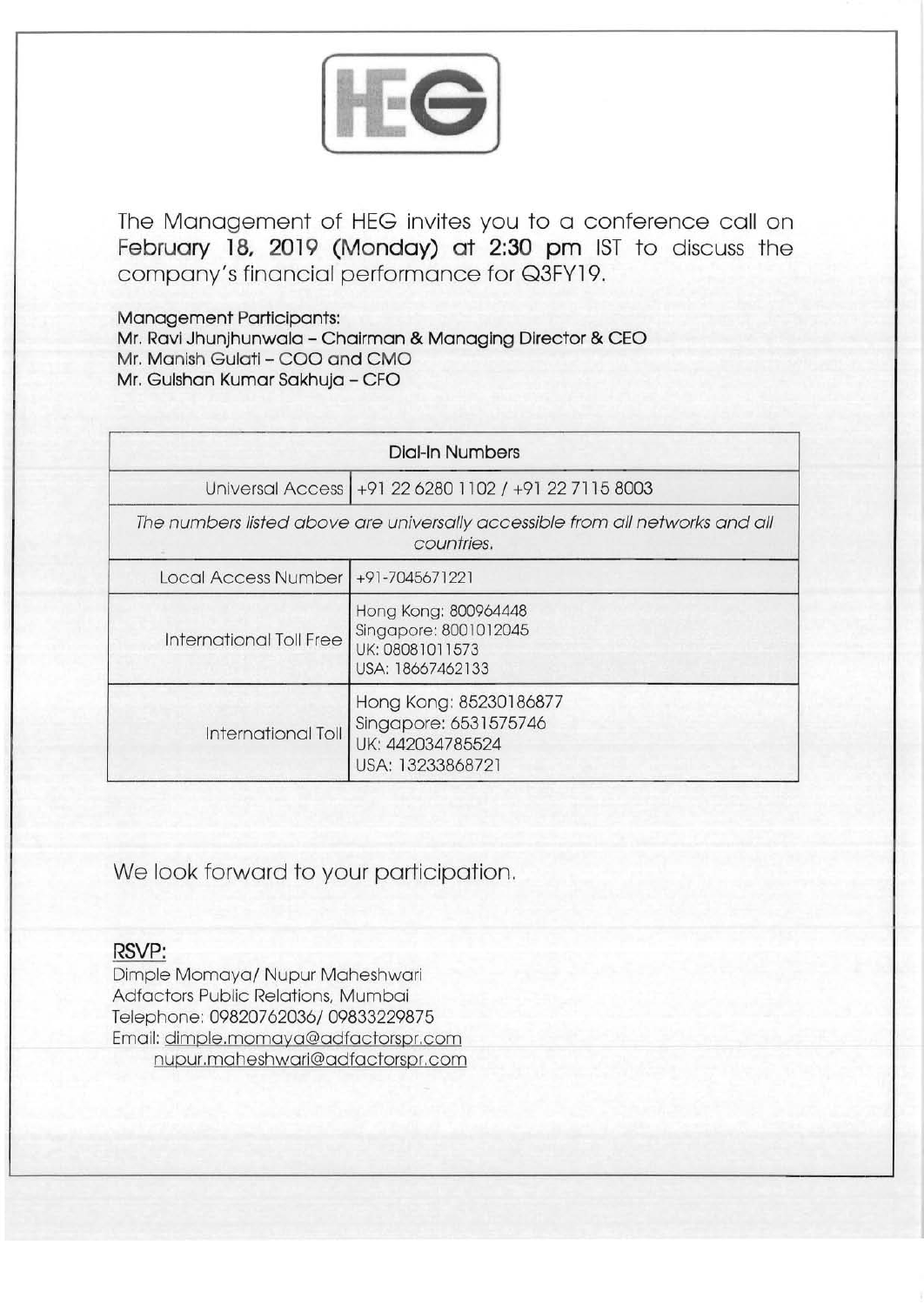HEG

The Management of HEG invites you to a conference call on **February 18, 2019 (Monday) at 2:30 pm** IST to discuss the company's financial performance for Q3FY19.

**Management Participants:**
**Mr. Ravi Jhunjhunwala – Chairman & Managing Director & CEO**
**Mr. Manish Gulati – COO and CMO**
**Mr. Gulshan Kumar Sakhuja – CFO**

| Dial-In Numbers | |
|---|---|
| Universal Access | +91 22 6280 1102 / +91 22 7115 8003 |
| *The numbers listed above are universally accessible from all networks and all countries.* | |
| Local Access Number | +91-7045671221 |
| International Toll Free | Hong Kong: 800964448<br>Singapore: 8001012045<br>UK: 08081011573<br>USA: 18667462133 |
| International Toll | Hong Kong: 85230186877<br>Singapore: 6531575746<br>UK: 442034785524<br>USA: 13233868721 |

We look forward to your participation.

**RSVP:**
Dimple Momaya/ Nupur Maheshwari
Adfactors Public Relations, Mumbai
Telephone: 09820762036/ 09833229875
Email: dimple.momaya@adfactorspr.com
nupur.maheshwari@adfactorspr.com